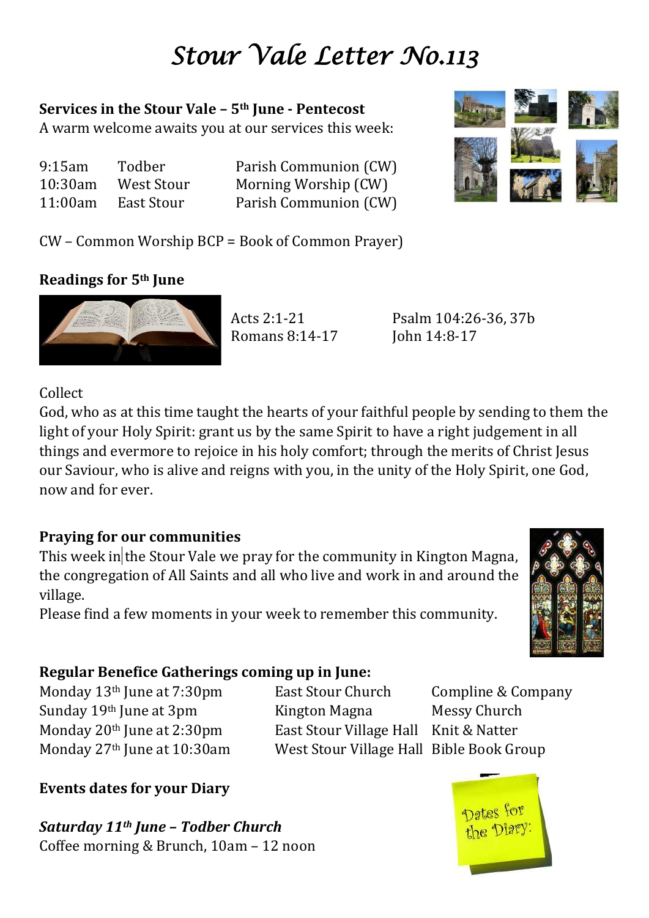# Stour Vale Letter No.113

**Services in the Stour Vale – 5th June - Pentecost**

A warm welcome awaits you at our services this week:

| | | |
|---|---|---|
| 9:15am | Todber | Parish Communion (CW) |
| 10:30am | West Stour | Morning Worship (CW) |
| 11:00am | East Stour | Parish Communion (CW) |

CW – Common Worship BCP = Book of Common Prayer)

**Readings for 5th June**

Acts 2:1-21
Romans 8:14-17
Psalm 104:26-36, 37b
John 14:8-17

Collect

God, who as at this time taught the hearts of your faithful people by sending to them the light of your Holy Spirit: grant us by the same Spirit to have a right judgement in all things and evermore to rejoice in his holy comfort; through the merits of Christ Jesus our Saviour, who is alive and reigns with you, in the unity of the Holy Spirit, one God, now and for ever.

**Praying for our communities**

This week in the Stour Vale we pray for the community in Kington Magna, the congregation of All Saints and all who live and work in and around the village.

Please find a few moments in your week to remember this community.

**Regular Benefice Gatherings coming up in June:**

| | | |
|---|---|---|
| Monday 13th June at 7:30pm | East Stour Church | Compline & Company |
| Sunday 19th June at 3pm | Kington Magna | Messy Church |
| Monday 20th June at 2:30pm | East Stour Village Hall | Knit & Natter |
| Monday 27th June at 10:30am | West Stour Village Hall | Bible Book Group |

**Events dates for your Diary**

***Saturday 11th June – Todber Church***

Coffee morning & Brunch, 10am – 12 noon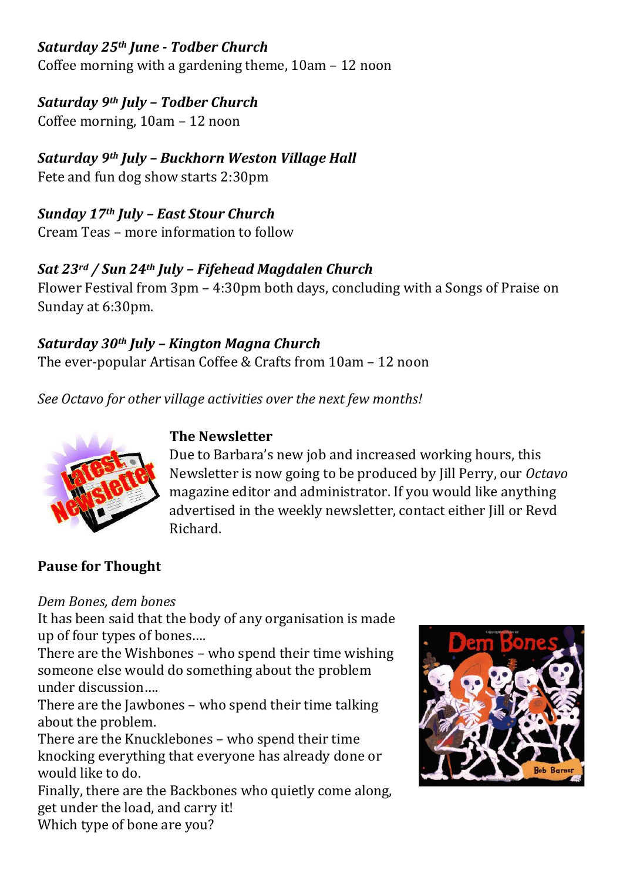***Saturday 25th June - Todber Church***
Coffee morning with a gardening theme, 10am – 12 noon

***Saturday 9th July – Todber Church***
Coffee morning, 10am – 12 noon

***Saturday 9th July – Buckhorn Weston Village Hall***
Fete and fun dog show starts 2:30pm

***Sunday 17th July – East Stour Church***
Cream Teas – more information to follow

***Sat 23rd / Sun 24th July – Fifehead Magdalen Church***
Flower Festival from 3pm – 4:30pm both days, concluding with a Songs of Praise on Sunday at 6:30pm.

***Saturday 30th July – Kington Magna Church***
The ever-popular Artisan Coffee & Crafts from 10am – 12 noon

*See Octavo for other village activities over the next few months!*

**The Newsletter**

Due to Barbara's new job and increased working hours, this Newsletter is now going to be produced by Jill Perry, our *Octavo* magazine editor and administrator. If you would like anything advertised in the weekly newsletter, contact either Jill or Revd Richard.

**Pause for Thought**

*Dem Bones, dem bones*
It has been said that the body of any organisation is made up of four types of bones….
There are the Wishbones – who spend their time wishing someone else would do something about the problem under discussion….
There are the Jawbones – who spend their time talking about the problem.
There are the Knucklebones – who spend their time knocking everything that everyone has already done or would like to do.
Finally, there are the Backbones who quietly come along, get under the load, and carry it!
Which type of bone are you?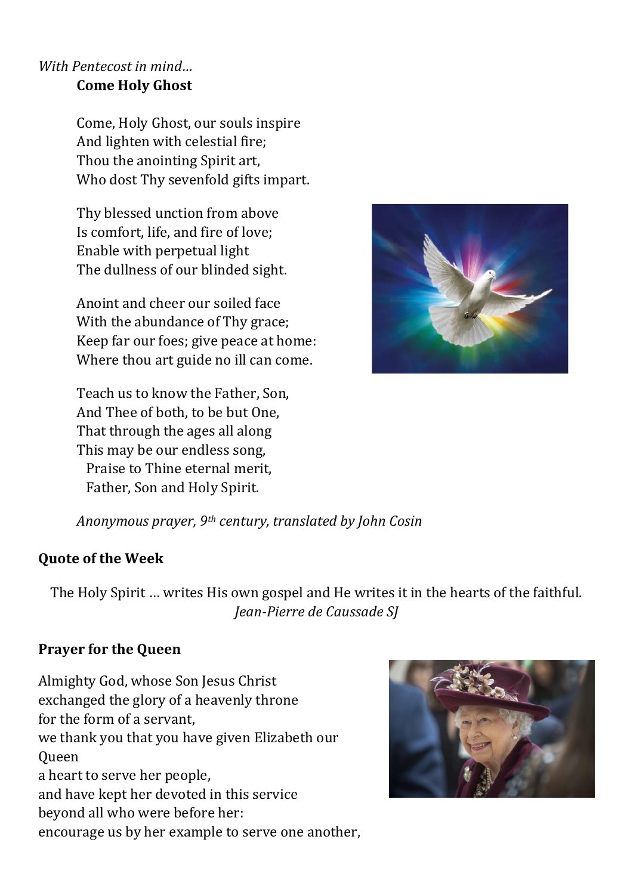*With Pentecost in mind…*

**Come Holy Ghost**

Come, Holy Ghost, our souls inspire
And lighten with celestial fire;
Thou the anointing Spirit art,
Who dost Thy sevenfold gifts impart.

Thy blessed unction from above
Is comfort, life, and fire of love;
Enable with perpetual light
The dullness of our blinded sight.

Anoint and cheer our soiled face
With the abundance of Thy grace;
Keep far our foes; give peace at home:
Where thou art guide no ill can come.

Teach us to know the Father, Son,
And Thee of both, to be but One,
That through the ages all along
This may be our endless song,
Praise to Thine eternal merit,
Father, Son and Holy Spirit.

*Anonymous prayer, 9th century, translated by John Cosin*

**Quote of the Week**

The Holy Spirit … writes His own gospel and He writes it in the hearts of the faithful.
*Jean-Pierre de Caussade SJ*

**Prayer for the Queen**

Almighty God, whose Son Jesus Christ
exchanged the glory of a heavenly throne
for the form of a servant,
we thank you that you have given Elizabeth our Queen
a heart to serve her people,
and have kept her devoted in this service
beyond all who were before her:
encourage us by her example to serve one another,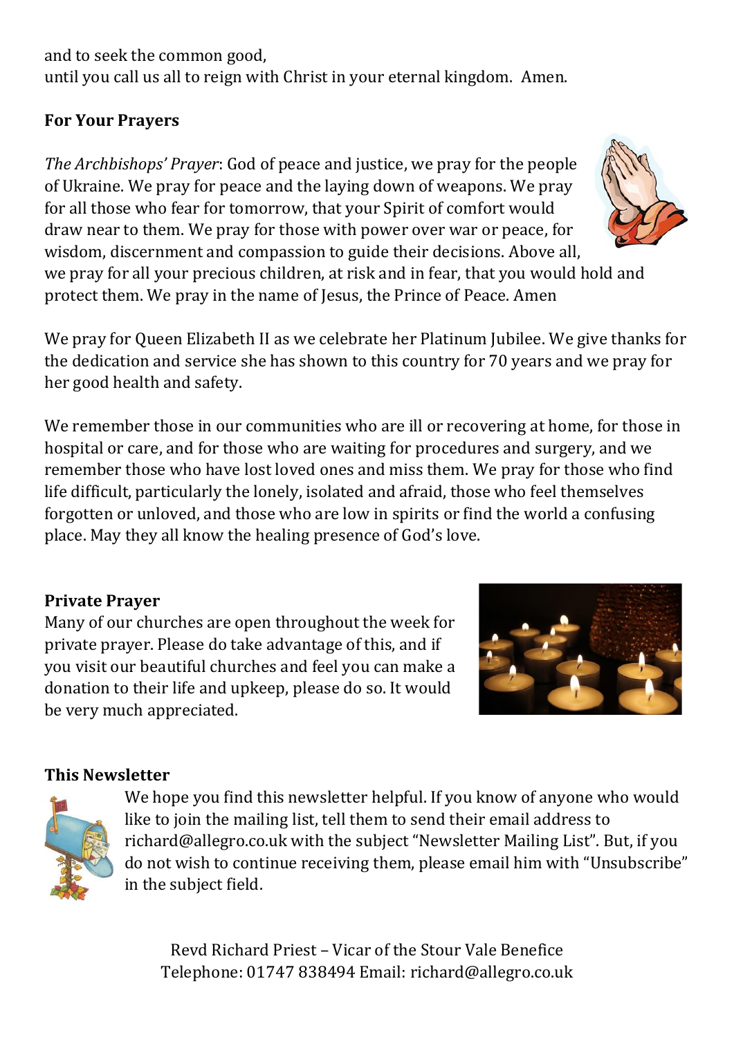and to seek the common good,
until you call us all to reign with Christ in your eternal kingdom. Amen.

**For Your Prayers**

*The Archbishops' Prayer*: God of peace and justice, we pray for the people of Ukraine. We pray for peace and the laying down of weapons. We pray for all those who fear for tomorrow, that your Spirit of comfort would draw near to them. We pray for those with power over war or peace, for wisdom, discernment and compassion to guide their decisions. Above all, we pray for all your precious children, at risk and in fear, that you would hold and protect them. We pray in the name of Jesus, the Prince of Peace. Amen

We pray for Queen Elizabeth II as we celebrate her Platinum Jubilee. We give thanks for the dedication and service she has shown to this country for 70 years and we pray for her good health and safety.

We remember those in our communities who are ill or recovering at home, for those in hospital or care, and for those who are waiting for procedures and surgery, and we remember those who have lost loved ones and miss them. We pray for those who find life difficult, particularly the lonely, isolated and afraid, those who feel themselves forgotten or unloved, and those who are low in spirits or find the world a confusing place. May they all know the healing presence of God's love.

**Private Prayer**

Many of our churches are open throughout the week for private prayer. Please do take advantage of this, and if you visit our beautiful churches and feel you can make a donation to their life and upkeep, please do so. It would be very much appreciated.

**This Newsletter**

We hope you find this newsletter helpful. If you know of anyone who would like to join the mailing list, tell them to send their email address to richard@allegro.co.uk with the subject "Newsletter Mailing List". But, if you do not wish to continue receiving them, please email him with "Unsubscribe" in the subject field.

Revd Richard Priest – Vicar of the Stour Vale Benefice
Telephone: 01747 838494 Email: richard@allegro.co.uk